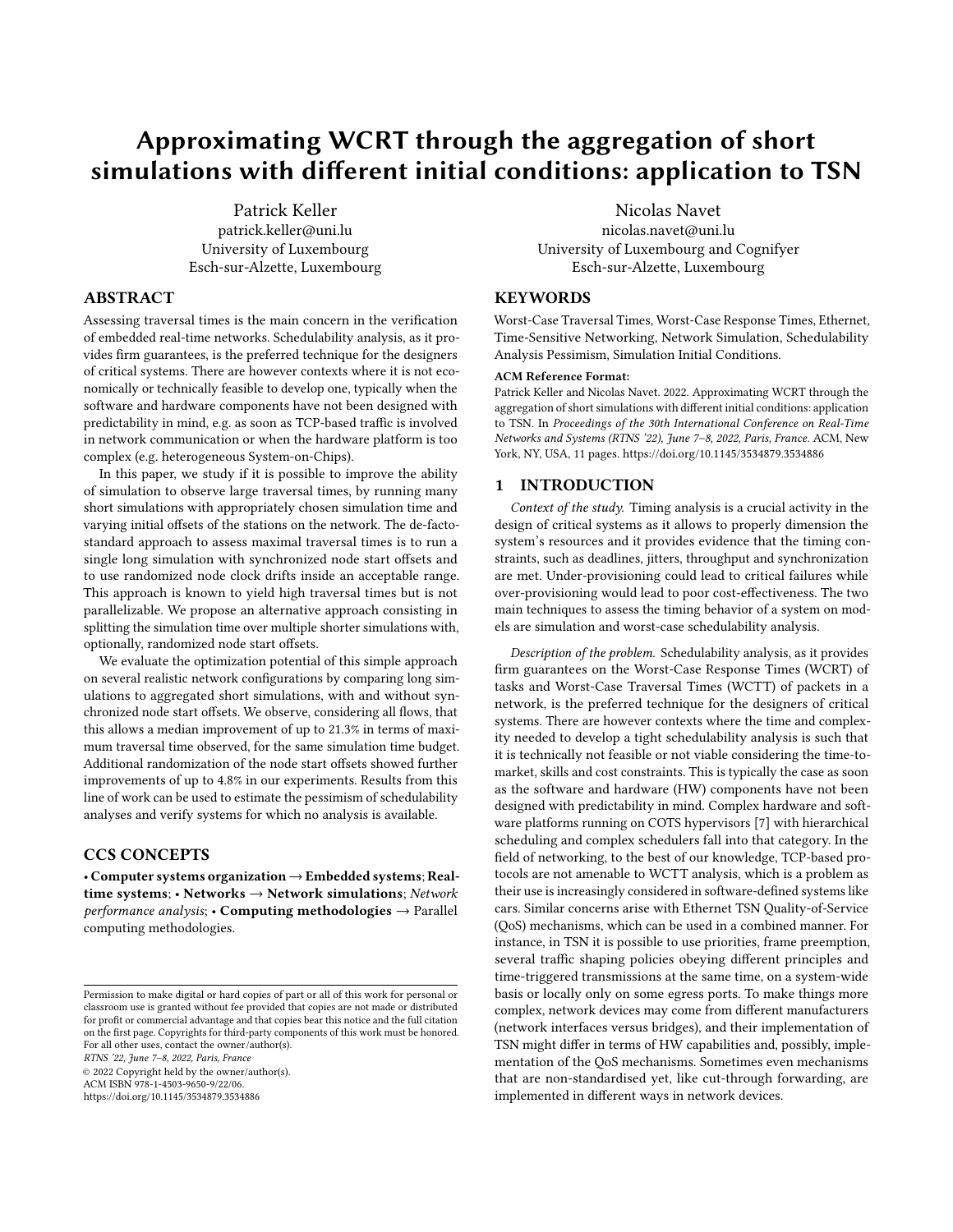# Approximating WCRT through the aggregation of short simulations with different initial conditions: application to TSN

Patrick Keller
patrick.keller@uni.lu
University of Luxembourg
Esch-sur-Alzette, Luxembourg

Nicolas Navet
nicolas.navet@uni.lu
University of Luxembourg and Cognifyer
Esch-sur-Alzette, Luxembourg

## ABSTRACT

Assessing traversal times is the main concern in the verification of embedded real-time networks. Schedulability analysis, as it provides firm guarantees, is the preferred technique for the designers of critical systems. There are however contexts where it is not economically or technically feasible to develop one, typically when the software and hardware components have not been designed with predictability in mind, e.g. as soon as TCP-based traffic is involved in network communication or when the hardware platform is too complex (e.g. heterogeneous System-on-Chips).

In this paper, we study if it is possible to improve the ability of simulation to observe large traversal times, by running many short simulations with appropriately chosen simulation time and varying initial offsets of the stations on the network. The de-facto-standard approach to assess maximal traversal times is to run a single long simulation with synchronized node start offsets and to use randomized node clock drifts inside an acceptable range. This approach is known to yield high traversal times but is not parallelizable. We propose an alternative approach consisting in splitting the simulation time over multiple shorter simulations with, optionally, randomized node start offsets.

We evaluate the optimization potential of this simple approach on several realistic network configurations by comparing long simulations to aggregated short simulations, with and without synchronized node start offsets. We observe, considering all flows, that this allows a median improvement of up to 21.3% in terms of maximum traversal time observed, for the same simulation time budget. Additional randomization of the node start offsets showed further improvements of up to 4.8% in our experiments. Results from this line of work can be used to estimate the pessimism of schedulability analyses and verify systems for which no analysis is available.

## CCS CONCEPTS

• **Computer systems organization → Embedded systems**; **Real-time systems**; • **Networks → Network simulations**; *Network performance analysis*; • **Computing methodologies** → Parallel computing methodologies.

## KEYWORDS

Worst-Case Traversal Times, Worst-Case Response Times, Ethernet, Time-Sensitive Networking, Network Simulation, Schedulability Analysis Pessimism, Simulation Initial Conditions.

**ACM Reference Format:**
Patrick Keller and Nicolas Navet. 2022. Approximating WCRT through the aggregation of short simulations with different initial conditions: application to TSN. In *Proceedings of the 30th International Conference on Real-Time Networks and Systems (RTNS '22), June 7–8, 2022, Paris, France.* ACM, New York, NY, USA, 11 pages. https://doi.org/10.1145/3534879.3534886

Permission to make digital or hard copies of part or all of this work for personal or classroom use is granted without fee provided that copies are not made or distributed for profit or commercial advantage and that copies bear this notice and the full citation on the first page. Copyrights for third-party components of this work must be honored. For all other uses, contact the owner/author(s).
*RTNS '22, June 7–8, 2022, Paris, France*
© 2022 Copyright held by the owner/author(s).
ACM ISBN 978-1-4503-9650-9/22/06.
https://doi.org/10.1145/3534879.3534886

## 1 INTRODUCTION

*Context of the study.* Timing analysis is a crucial activity in the design of critical systems as it allows to properly dimension the system's resources and it provides evidence that the timing constraints, such as deadlines, jitters, throughput and synchronization are met. Under-provisioning could lead to critical failures while over-provisioning would lead to poor cost-effectiveness. The two main techniques to assess the timing behavior of a system on models are simulation and worst-case schedulability analysis.

*Description of the problem.* Schedulability analysis, as it provides firm guarantees on the Worst-Case Response Times (WCRT) of tasks and Worst-Case Traversal Times (WCTT) of packets in a network, is the preferred technique for the designers of critical systems. There are however contexts where the time and complexity needed to develop a tight schedulability analysis is such that it is technically not feasible or not viable considering the time-to-market, skills and cost constraints. This is typically the case as soon as the software and hardware (HW) components have not been designed with predictability in mind. Complex hardware and software platforms running on COTS hypervisors [7] with hierarchical scheduling and complex schedulers fall into that category. In the field of networking, to the best of our knowledge, TCP-based protocols are not amenable to WCTT analysis, which is a problem as their use is increasingly considered in software-defined systems like cars. Similar concerns arise with Ethernet TSN Quality-of-Service (QoS) mechanisms, which can be used in a combined manner. For instance, in TSN it is possible to use priorities, frame preemption, several traffic shaping policies obeying different principles and time-triggered transmissions at the same time, on a system-wide basis or locally only on some egress ports. To make things more complex, network devices may come from different manufacturers (network interfaces versus bridges), and their implementation of TSN might differ in terms of HW capabilities and, possibly, implementation of the QoS mechanisms. Sometimes even mechanisms that are non-standardised yet, like cut-through forwarding, are implemented in different ways in network devices.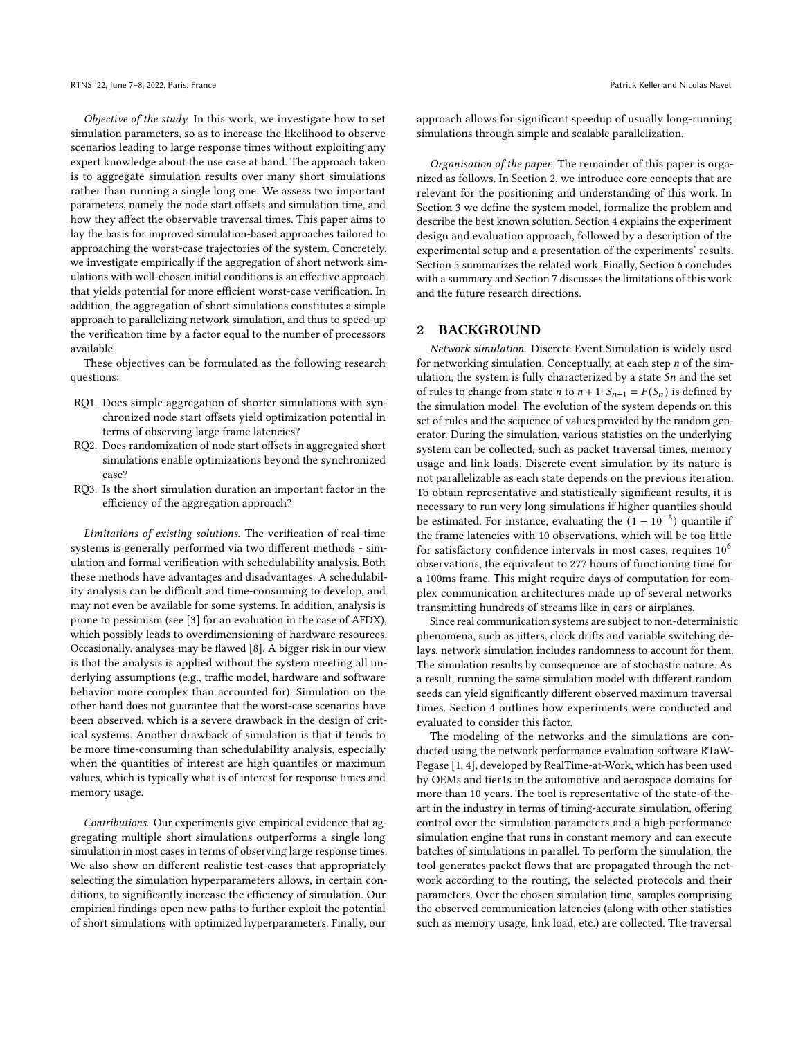*Objective of the study.* In this work, we investigate how to set simulation parameters, so as to increase the likelihood to observe scenarios leading to large response times without exploiting any expert knowledge about the use case at hand. The approach taken is to aggregate simulation results over many short simulations rather than running a single long one. We assess two important parameters, namely the node start offsets and simulation time, and how they affect the observable traversal times. This paper aims to lay the basis for improved simulation-based approaches tailored to approaching the worst-case trajectories of the system. Concretely, we investigate empirically if the aggregation of short network simulations with well-chosen initial conditions is an effective approach that yields potential for more efficient worst-case verification. In addition, the aggregation of short simulations constitutes a simple approach to parallelizing network simulation, and thus to speed-up the verification time by a factor equal to the number of processors available.

These objectives can be formulated as the following research questions:

- RQ1. Does simple aggregation of shorter simulations with synchronized node start offsets yield optimization potential in terms of observing large frame latencies?
- RQ2. Does randomization of node start offsets in aggregated short simulations enable optimizations beyond the synchronized case?
- RQ3. Is the short simulation duration an important factor in the efficiency of the aggregation approach?

*Limitations of existing solutions.* The verification of real-time systems is generally performed via two different methods - simulation and formal verification with schedulability analysis. Both these methods have advantages and disadvantages. A schedulability analysis can be difficult and time-consuming to develop, and may not even be available for some systems. In addition, analysis is prone to pessimism (see [3] for an evaluation in the case of AFDX), which possibly leads to overdimensioning of hardware resources. Occasionally, analyses may be flawed [8]. A bigger risk in our view is that the analysis is applied without the system meeting all underlying assumptions (e.g., traffic model, hardware and software behavior more complex than accounted for). Simulation on the other hand does not guarantee that the worst-case scenarios have been observed, which is a severe drawback in the design of critical systems. Another drawback of simulation is that it tends to be more time-consuming than schedulability analysis, especially when the quantities of interest are high quantiles or maximum values, which is typically what is of interest for response times and memory usage.

*Contributions.* Our experiments give empirical evidence that aggregating multiple short simulations outperforms a single long simulation in most cases in terms of observing large response times. We also show on different realistic test-cases that appropriately selecting the simulation hyperparameters allows, in certain conditions, to significantly increase the efficiency of simulation. Our empirical findings open new paths to further exploit the potential of short simulations with optimized hyperparameters. Finally, our approach allows for significant speedup of usually long-running simulations through simple and scalable parallelization.

*Organisation of the paper.* The remainder of this paper is organized as follows. In Section 2, we introduce core concepts that are relevant for the positioning and understanding of this work. In Section 3 we define the system model, formalize the problem and describe the best known solution. Section 4 explains the experiment design and evaluation approach, followed by a description of the experimental setup and a presentation of the experiments' results. Section 5 summarizes the related work. Finally, Section 6 concludes with a summary and Section 7 discusses the limitations of this work and the future research directions.

## 2 BACKGROUND

*Network simulation.* Discrete Event Simulation is widely used for networking simulation. Conceptually, at each step $n$ of the simulation, the system is fully characterized by a state $Sn$ and the set of rules to change from state $n$ to $n + 1$: $S_{n+1} = F(S_n)$ is defined by the simulation model. The evolution of the system depends on this set of rules and the sequence of values provided by the random generator. During the simulation, various statistics on the underlying system can be collected, such as packet traversal times, memory usage and link loads. Discrete event simulation by its nature is not parallelizable as each state depends on the previous iteration. To obtain representative and statistically significant results, it is necessary to run very long simulations if higher quantiles should be estimated. For instance, evaluating the $(1 - 10^{-5})$ quantile if the frame latencies with 10 observations, which will be too little for satisfactory confidence intervals in most cases, requires $10^6$ observations, the equivalent to 277 hours of functioning time for a 100ms frame. This might require days of computation for complex communication architectures made up of several networks transmitting hundreds of streams like in cars or airplanes.

Since real communication systems are subject to non-deterministic phenomena, such as jitters, clock drifts and variable switching delays, network simulation includes randomness to account for them. The simulation results by consequence are of stochastic nature. As a result, running the same simulation model with different random seeds can yield significantly different observed maximum traversal times. Section 4 outlines how experiments were conducted and evaluated to consider this factor.

The modeling of the networks and the simulations are conducted using the network performance evaluation software RTaW-Pegase [1, 4], developed by RealTime-at-Work, which has been used by OEMs and tier1s in the automotive and aerospace domains for more than 10 years. The tool is representative of the state-of-the-art in the industry in terms of timing-accurate simulation, offering control over the simulation parameters and a high-performance simulation engine that runs in constant memory and can execute batches of simulations in parallel. To perform the simulation, the tool generates packet flows that are propagated through the network according to the routing, the selected protocols and their parameters. Over the chosen simulation time, samples comprising the observed communication latencies (along with other statistics such as memory usage, link load, etc.) are collected. The traversal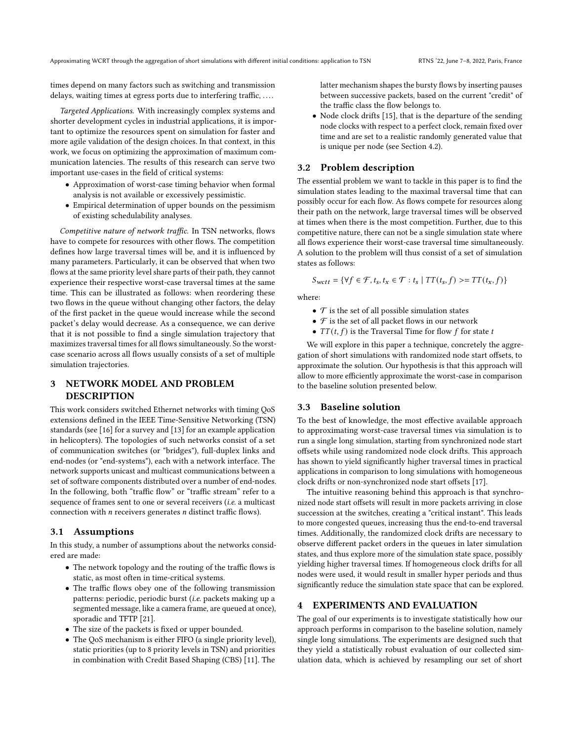times depend on many factors such as switching and transmission delays, waiting times at egress ports due to interfering traffic, ….

*Targeted Applications.* With increasingly complex systems and shorter development cycles in industrial applications, it is important to optimize the resources spent on simulation for faster and more agile validation of the design choices. In that context, in this work, we focus on optimizing the approximation of maximum communication latencies. The results of this research can serve two important use-cases in the field of critical systems:

- Approximation of worst-case timing behavior when formal analysis is not available or excessively pessimistic.
- Empirical determination of upper bounds on the pessimism of existing schedulability analyses.

*Competitive nature of network traffic.* In TSN networks, flows have to compete for resources with other flows. The competition defines how large traversal times will be, and it is influenced by many parameters. Particularly, it can be observed that when two flows at the same priority level share parts of their path, they cannot experience their respective worst-case traversal times at the same time. This can be illustrated as follows: when reordering these two flows in the queue without changing other factors, the delay of the first packet in the queue would increase while the second packet's delay would decrease. As a consequence, we can derive that it is not possible to find a single simulation trajectory that maximizes traversal times for all flows simultaneously. So the worst-case scenario across all flows usually consists of a set of multiple simulation trajectories.

## 3 NETWORK MODEL AND PROBLEM DESCRIPTION

This work considers switched Ethernet networks with timing QoS extensions defined in the IEEE Time-Sensitive Networking (TSN) standards (see [16] for a survey and [13] for an example application in helicopters). The topologies of such networks consist of a set of communication switches (or "bridges"), full-duplex links and end-nodes (or "end-systems"), each with a network interface. The network supports unicast and multicast communications between a set of software components distributed over a number of end-nodes. In the following, both "traffic flow" or "traffic stream" refer to a sequence of frames sent to one or several receivers (*i.e.* a multicast connection with $n$ receivers generates $n$ distinct traffic flows).

### 3.1 Assumptions

In this study, a number of assumptions about the networks considered are made:

- The network topology and the routing of the traffic flows is static, as most often in time-critical systems.
- The traffic flows obey one of the following transmission patterns: periodic, periodic burst (*i.e.* packets making up a segmented message, like a camera frame, are queued at once), sporadic and TFTP [21].
- The size of the packets is fixed or upper bounded.
- The QoS mechanism is either FIFO (a single priority level), static priorities (up to 8 priority levels in TSN) and priorities in combination with Credit Based Shaping (CBS) [11]. The latter mechanism shapes the bursty flows by inserting pauses between successive packets, based on the current "credit" of the traffic class the flow belongs to.
- Node clock drifts [15], that is the departure of the sending node clocks with respect to a perfect clock, remain fixed over time and are set to a realistic randomly generated value that is unique per node (see Section 4.2).

### 3.2 Problem description

The essential problem we want to tackle in this paper is to find the simulation states leading to the maximal traversal time that can possibly occur for each flow. As flows compete for resources along their path on the network, large traversal times will be observed at times when there is the most competition. Further, due to this competitive nature, there can not be a single simulation state where all flows experience their worst-case traversal time simultaneously. A solution to the problem will thus consist of a set of simulation states as follows:

$$S_{wctt} = \{\forall f \in \mathcal{F}, t_s, t_x \in \mathcal{T} : t_s \mid TT(t_s, f) >= TT(t_x, f)\}$$

where:

- $\mathcal{T}$ is the set of all possible simulation states
- $\mathcal{F}$ is the set of all packet flows in our network
- $TT(t, f)$ is the Traversal Time for flow $f$ for state $t$

We will explore in this paper a technique, concretely the aggregation of short simulations with randomized node start offsets, to approximate the solution. Our hypothesis is that this approach will allow to more efficiently approximate the worst-case in comparison to the baseline solution presented below.

### 3.3 Baseline solution

To the best of knowledge, the most effective available approach to approximating worst-case traversal times via simulation is to run a single long simulation, starting from synchronized node start offsets while using randomized node clock drifts. This approach has shown to yield significantly higher traversal times in practical applications in comparison to long simulations with homogeneous clock drifts or non-synchronized node start offsets [17].

The intuitive reasoning behind this approach is that synchronized node start offsets will result in more packets arriving in close succession at the switches, creating a "critical instant". This leads to more congested queues, increasing thus the end-to-end traversal times. Additionally, the randomized clock drifts are necessary to observe different packet orders in the queues in later simulation states, and thus explore more of the simulation state space, possibly yielding higher traversal times. If homogeneous clock drifts for all nodes were used, it would result in smaller hyper periods and thus significantly reduce the simulation state space that can be explored.

## 4 EXPERIMENTS AND EVALUATION

The goal of our experiments is to investigate statistically how our approach performs in comparison to the baseline solution, namely single long simulations. The experiments are designed such that they yield a statistically robust evaluation of our collected simulation data, which is achieved by resampling our set of short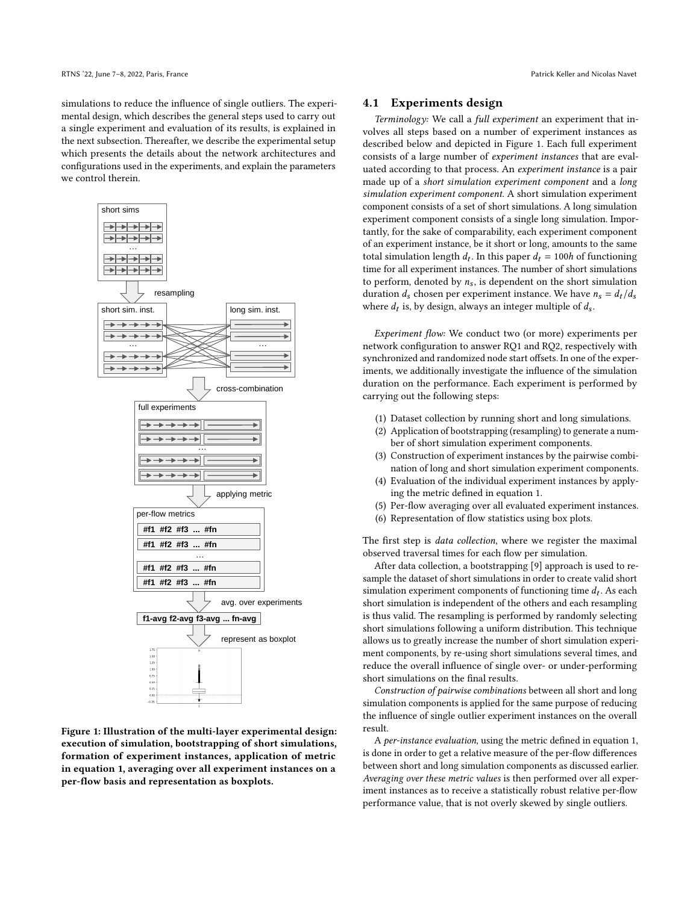simulations to reduce the influence of single outliers. The experimental design, which describes the general steps used to carry out a single experiment and evaluation of its results, is explained in the next subsection. Thereafter, we describe the experimental setup which presents the details about the network architectures and configurations used in the experiments, and explain the parameters we control therein.

Figure 1: Illustration of the multi-layer experimental design: execution of simulation, bootstrapping of short simulations, formation of experiment instances, application of metric in equation 1, averaging over all experiment instances on a per-flow basis and representation as boxplots.

## 4.1 Experiments design

*Terminology:* We call a *full experiment* an experiment that involves all steps based on a number of experiment instances as described below and depicted in Figure 1. Each full experiment consists of a large number of *experiment instances* that are evaluated according to that process. An *experiment instance* is a pair made up of a *short simulation experiment component* and a *long simulation experiment component*. A short simulation experiment component consists of a set of short simulations. A long simulation experiment component consists of a single long simulation. Importantly, for the sake of comparability, each experiment component of an experiment instance, be it short or long, amounts to the same total simulation length $d_t$. In this paper $d_t = 100h$ of functioning time for all experiment instances. The number of short simulations to perform, denoted by $n_s$, is dependent on the short simulation duration $d_s$ chosen per experiment instance. We have $n_s = d_t/d_s$ where $d_t$ is, by design, always an integer multiple of $d_s$.

*Experiment flow:* We conduct two (or more) experiments per network configuration to answer RQ1 and RQ2, respectively with synchronized and randomized node start offsets. In one of the experiments, we additionally investigate the influence of the simulation duration on the performance. Each experiment is performed by carrying out the following steps:

1. Dataset collection by running short and long simulations.
2. Application of bootstrapping (resampling) to generate a number of short simulation experiment components.
3. Construction of experiment instances by the pairwise combination of long and short simulation experiment components.
4. Evaluation of the individual experiment instances by applying the metric defined in equation 1.
5. Per-flow averaging over all evaluated experiment instances.
6. Representation of flow statistics using box plots.

The first step is *data collection*, where we register the maximal observed traversal times for each flow per simulation.

After data collection, a bootstrapping [9] approach is used to resample the dataset of short simulations in order to create valid short simulation experiment components of functioning time $d_t$. As each short simulation is independent of the others and each resampling is thus valid. The resampling is performed by randomly selecting short simulations following a uniform distribution. This technique allows us to greatly increase the number of short simulation experiment components, by re-using short simulations several times, and reduce the overall influence of single over- or under-performing short simulations on the final results.

*Construction of pairwise combinations* between all short and long simulation components is applied for the same purpose of reducing the influence of single outlier experiment instances on the overall result.

A *per-instance evaluation*, using the metric defined in equation 1, is done in order to get a relative measure of the per-flow differences between short and long simulation components as discussed earlier. *Averaging over these metric values* is then performed over all experiment instances as to receive a statistically robust relative per-flow performance value, that is not overly skewed by single outliers.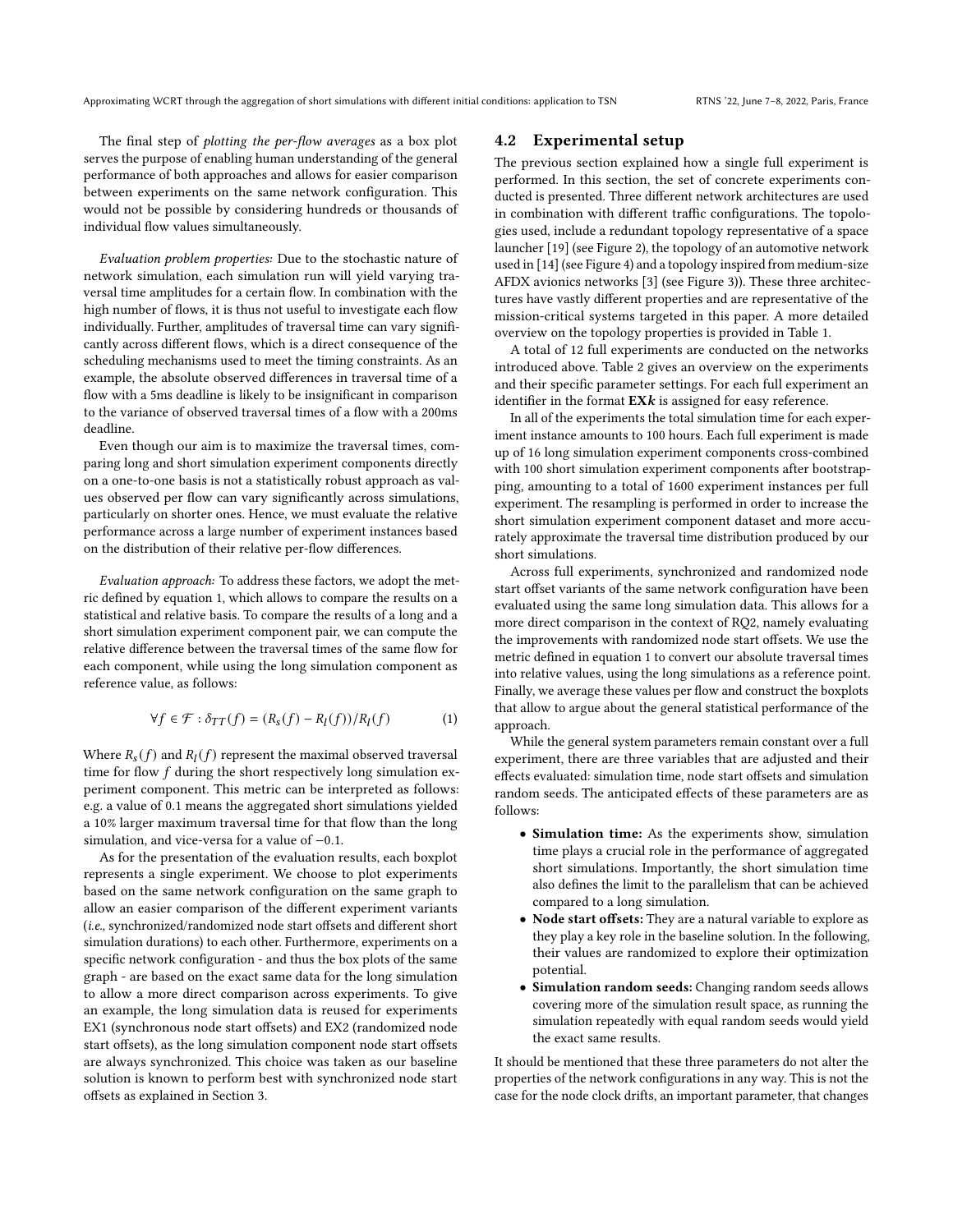The final step of *plotting the per-flow averages* as a box plot serves the purpose of enabling human understanding of the general performance of both approaches and allows for easier comparison between experiments on the same network configuration. This would not be possible by considering hundreds or thousands of individual flow values simultaneously.

*Evaluation problem properties:* Due to the stochastic nature of network simulation, each simulation run will yield varying traversal time amplitudes for a certain flow. In combination with the high number of flows, it is thus not useful to investigate each flow individually. Further, amplitudes of traversal time can vary significantly across different flows, which is a direct consequence of the scheduling mechanisms used to meet the timing constraints. As an example, the absolute observed differences in traversal time of a flow with a 5ms deadline is likely to be insignificant in comparison to the variance of observed traversal times of a flow with a 200ms deadline.

Even though our aim is to maximize the traversal times, comparing long and short simulation experiment components directly on a one-to-one basis is not a statistically robust approach as values observed per flow can vary significantly across simulations, particularly on shorter ones. Hence, we must evaluate the relative performance across a large number of experiment instances based on the distribution of their relative per-flow differences.

*Evaluation approach:* To address these factors, we adopt the metric defined by equation 1, which allows to compare the results on a statistical and relative basis. To compare the results of a long and a short simulation experiment component pair, we can compute the relative difference between the traversal times of the same flow for each component, while using the long simulation component as reference value, as follows:

$$\forall f \in \mathcal{F} : \delta_{TT}(f) = (R_s(f) - R_l(f))/R_l(f) \tag{1}$$

Where $R_s(f)$ and $R_l(f)$ represent the maximal observed traversal time for flow $f$ during the short respectively long simulation experiment component. This metric can be interpreted as follows: e.g. a value of 0.1 means the aggregated short simulations yielded a 10% larger maximum traversal time for that flow than the long simulation, and vice-versa for a value of $-0.1$.

As for the presentation of the evaluation results, each boxplot represents a single experiment. We choose to plot experiments based on the same network configuration on the same graph to allow an easier comparison of the different experiment variants (*i.e.*, synchronized/randomized node start offsets and different short simulation durations) to each other. Furthermore, experiments on a specific network configuration - and thus the box plots of the same graph - are based on the exact same data for the long simulation to allow a more direct comparison across experiments. To give an example, the long simulation data is reused for experiments EX1 (synchronous node start offsets) and EX2 (randomized node start offsets), as the long simulation component node start offsets are always synchronized. This choice was taken as our baseline solution is known to perform best with synchronized node start offsets as explained in Section 3.

## 4.2 Experimental setup

The previous section explained how a single full experiment is performed. In this section, the set of concrete experiments conducted is presented. Three different network architectures are used in combination with different traffic configurations. The topologies used, include a redundant topology representative of a space launcher [19] (see Figure 2), the topology of an automotive network used in [14] (see Figure 4) and a topology inspired from medium-size AFDX avionics networks [3] (see Figure 3)). These three architectures have vastly different properties and are representative of the mission-critical systems targeted in this paper. A more detailed overview on the topology properties is provided in Table 1.

A total of 12 full experiments are conducted on the networks introduced above. Table 2 gives an overview on the experiments and their specific parameter settings. For each full experiment an identifier in the format **EX*k*** is assigned for easy reference.

In all of the experiments the total simulation time for each experiment instance amounts to 100 hours. Each full experiment is made up of 16 long simulation experiment components cross-combined with 100 short simulation experiment components after bootstrapping, amounting to a total of 1600 experiment instances per full experiment. The resampling is performed in order to increase the short simulation experiment component dataset and more accurately approximate the traversal time distribution produced by our short simulations.

Across full experiments, synchronized and randomized node start offset variants of the same network configuration have been evaluated using the same long simulation data. This allows for a more direct comparison in the context of RQ2, namely evaluating the improvements with randomized node start offsets. We use the metric defined in equation 1 to convert our absolute traversal times into relative values, using the long simulations as a reference point. Finally, we average these values per flow and construct the boxplots that allow to argue about the general statistical performance of the approach.

While the general system parameters remain constant over a full experiment, there are three variables that are adjusted and their effects evaluated: simulation time, node start offsets and simulation random seeds. The anticipated effects of these parameters are as follows:

- **Simulation time:** As the experiments show, simulation time plays a crucial role in the performance of aggregated short simulations. Importantly, the short simulation time also defines the limit to the parallelism that can be achieved compared to a long simulation.
- **Node start offsets:** They are a natural variable to explore as they play a key role in the baseline solution. In the following, their values are randomized to explore their optimization potential.
- **Simulation random seeds:** Changing random seeds allows covering more of the simulation result space, as running the simulation repeatedly with equal random seeds would yield the exact same results.

It should be mentioned that these three parameters do not alter the properties of the network configurations in any way. This is not the case for the node clock drifts, an important parameter, that changes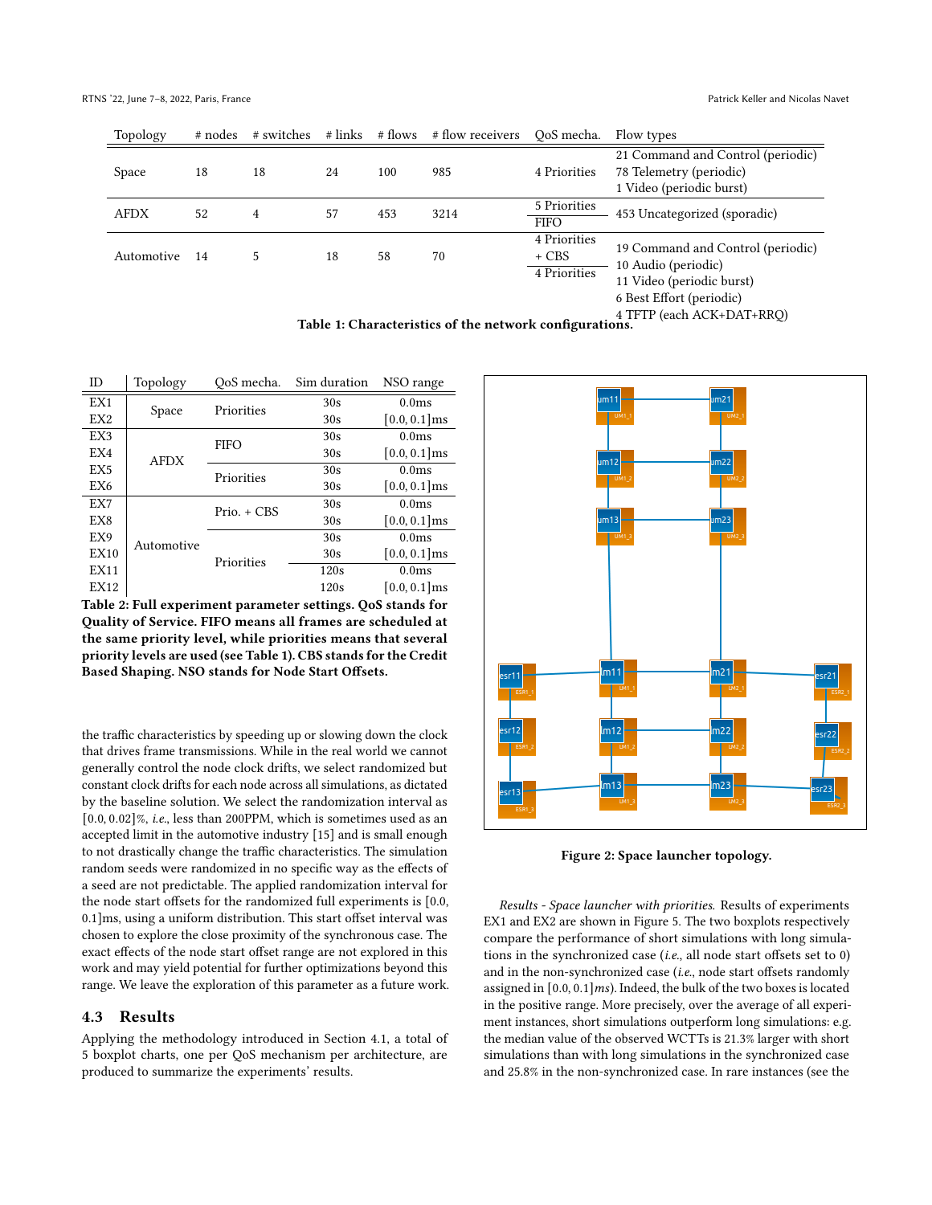| Topology | # nodes | # switches | # links | # flows | # flow receivers | QoS mecha. | Flow types |
|---|---|---|---|---|---|---|---|
| Space | 18 | 18 | 24 | 100 | 985 | 4 Priorities | 21 Command and Control (periodic)<br>78 Telemetry (periodic)<br>1 Video (periodic burst) |
| AFDX | 52 | 4 | 57 | 453 | 3214 | 5 Priorities<br>FIFO | 453 Uncategorized (sporadic) |
| Automotive | 14 | 5 | 18 | 58 | 70 | 4 Priorities + CBS<br>4 Priorities | 19 Command and Control (periodic)<br>10 Audio (periodic)<br>11 Video (periodic burst)<br>6 Best Effort (periodic)<br>4 TFTP (each ACK+DAT+RRQ) |

**Table 1: Characteristics of the network configurations.**

| ID | Topology | QoS mecha. | Sim duration | NSO range |
|---|---|---|---|---|
| EX1 | Space | Priorities | 30s | 0.0ms |
| EX2 | | | 30s | [0.0, 0.1]ms |
| EX3 | AFDX | FIFO | 30s | 0.0ms |
| EX4 | | | 30s | [0.0, 0.1]ms |
| EX5 | | Priorities | 30s | 0.0ms |
| EX6 | | | 30s | [0.0, 0.1]ms |
| EX7 | Automotive | Prio. + CBS | 30s | 0.0ms |
| EX8 | | | 30s | [0.0, 0.1]ms |
| EX9 | | Priorities | 30s | 0.0ms |
| EX10 | | | 30s | [0.0, 0.1]ms |
| EX11 | | | 120s | 0.0ms |
| EX12 | | | 120s | [0.0, 0.1]ms |

**Table 2: Full experiment parameter settings. QoS stands for Quality of Service. FIFO means all frames are scheduled at the same priority level, while priorities means that several priority levels are used (see Table 1). CBS stands for the Credit Based Shaping. NSO stands for Node Start Offsets.**

the traffic characteristics by speeding up or slowing down the clock that drives frame transmissions. While in the real world we cannot generally control the node clock drifts, we select randomized but constant clock drifts for each node across all simulations, as dictated by the baseline solution. We select the randomization interval as $[0.0, 0.02]\%$, *i.e.*, less than 200PPM, which is sometimes used as an accepted limit in the automotive industry [15] and is small enough to not drastically change the traffic characteristics. The simulation random seeds were randomized in no specific way as the effects of a seed are not predictable. The applied randomization interval for the node start offsets for the randomized full experiments is [0.0, 0.1]ms, using a uniform distribution. This start offset interval was chosen to explore the close proximity of the synchronous case. The exact effects of the node start offset range are not explored in this work and may yield potential for further optimizations beyond this range. We leave the exploration of this parameter as a future work.

### 4.3 Results

Applying the methodology introduced in Section 4.1, a total of 5 boxplot charts, one per QoS mechanism per architecture, are produced to summarize the experiments' results.

**Figure 2: Space launcher topology.**

*Results - Space launcher with priorities.* Results of experiments EX1 and EX2 are shown in Figure 5. The two boxplots respectively compare the performance of short simulations with long simulations in the synchronized case (*i.e.*, all node start offsets set to 0) and in the non-synchronized case (*i.e.*, node start offsets randomly assigned in $[0.0, 0.1]ms$). Indeed, the bulk of the two boxes is located in the positive range. More precisely, over the average of all experiment instances, short simulations outperform long simulations: e.g. the median value of the observed WCTTs is 21.3% larger with short simulations than with long simulations in the synchronized case and 25.8% in the non-synchronized case. In rare instances (see the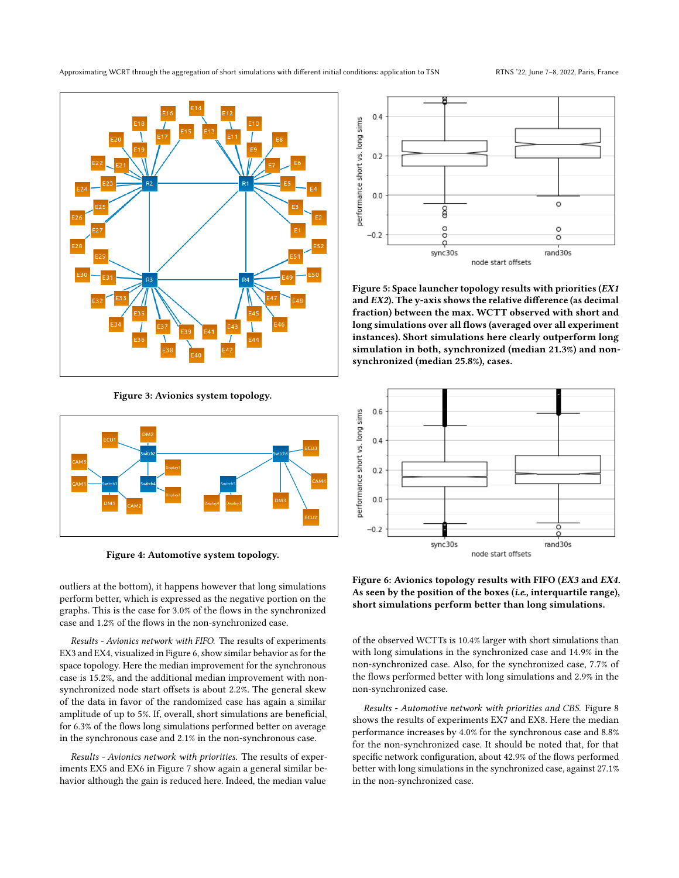Figure 3: Avionics system topology.

Figure 4: Automotive system topology.

Figure 5: Space launcher topology results with priorities (*EX1* and *EX2*). The y-axis shows the relative difference (as decimal fraction) between the max. WCTT observed with short and long simulations over all flows (averaged over all experiment instances). Short simulations here clearly outperform long simulation in both, synchronized (median 21.3%) and non-synchronized (median 25.8%), cases.

Figure 6: Avionics topology results with FIFO (*EX3* and *EX4*. As seen by the position of the boxes (*i.e.,* interquartile range), short simulations perform better than long simulations.

outliers at the bottom), it happens however that long simulations perform better, which is expressed as the negative portion on the graphs. This is the case for 3.0% of the flows in the synchronized case and 1.2% of the flows in the non-synchronized case.

*Results - Avionics network with FIFO.* The results of experiments EX3 and EX4, visualized in Figure 6, show similar behavior as for the space topology. Here the median improvement for the synchronous case is 15.2%, and the additional median improvement with non-synchronized node start offsets is about 2.2%. The general skew of the data in favor of the randomized case has again a similar amplitude of up to 5%. If, overall, short simulations are beneficial, for 6.3% of the flows long simulations performed better on average in the synchronous case and 2.1% in the non-synchronous case.

*Results - Avionics network with priorities.* The results of experiments EX5 and EX6 in Figure 7 show again a general similar behavior although the gain is reduced here. Indeed, the median value of the observed WCTTs is 10.4% larger with short simulations than with long simulations in the synchronized case and 14.9% in the non-synchronized case. Also, for the synchronized case, 7.7% of the flows performed better with long simulations and 2.9% in the non-synchronized case.

*Results - Automotive network with priorities and CBS.* Figure 8 shows the results of experiments EX7 and EX8. Here the median performance increases by 4.0% for the synchronous case and 8.8% for the non-synchronized case. It should be noted that, for that specific network configuration, about 42.9% of the flows performed better with long simulations in the synchronized case, against 27.1% in the non-synchronized case.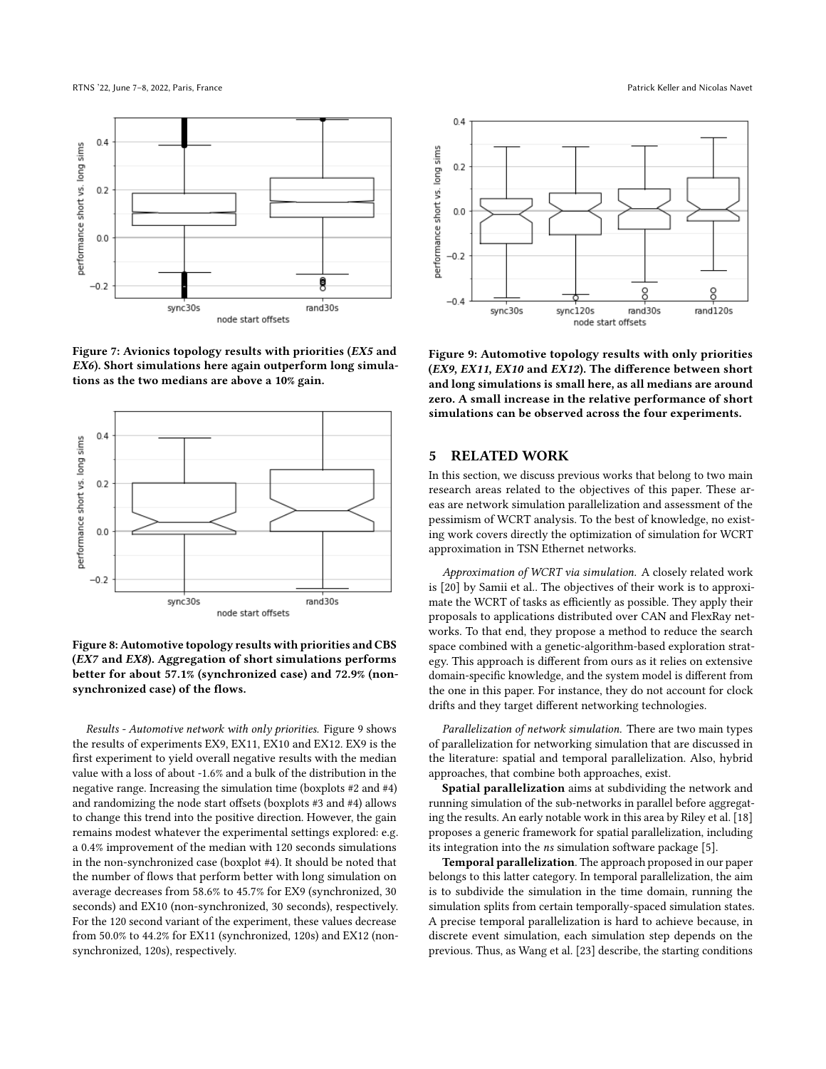Figure 7: Avionics topology results with priorities (*EX5* and *EX6*). Short simulations here again outperform long simulations as the two medians are above a 10% gain.

Figure 8: Automotive topology results with priorities and CBS (*EX7* and *EX8*). Aggregation of short simulations performs better for about 57.1% (synchronized case) and 72.9% (non-synchronized case) of the flows.

*Results - Automotive network with only priorities.* Figure 9 shows the results of experiments EX9, EX11, EX10 and EX12. EX9 is the first experiment to yield overall negative results with the median value with a loss of about -1.6% and a bulk of the distribution in the negative range. Increasing the simulation time (boxplots #2 and #4) and randomizing the node start offsets (boxplots #3 and #4) allows to change this trend into the positive direction. However, the gain remains modest whatever the experimental settings explored: e.g. a 0.4% improvement of the median with 120 seconds simulations in the non-synchronized case (boxplot #4). It should be noted that the number of flows that perform better with long simulation on average decreases from 58.6% to 45.7% for EX9 (synchronized, 30 seconds) and EX10 (non-synchronized, 30 seconds), respectively. For the 120 second variant of the experiment, these values decrease from 50.0% to 44.2% for EX11 (synchronized, 120s) and EX12 (non-synchronized, 120s), respectively.

Figure 9: Automotive topology results with only priorities (*EX9, EX11, EX10* and *EX12*). The difference between short and long simulations is small here, as all medians are around zero. A small increase in the relative performance of short simulations can be observed across the four experiments.

## 5 RELATED WORK

In this section, we discuss previous works that belong to two main research areas related to the objectives of this paper. These areas are network simulation parallelization and assessment of the pessimism of WCRT analysis. To the best of knowledge, no existing work covers directly the optimization of simulation for WCRT approximation in TSN Ethernet networks.

*Approximation of WCRT via simulation.* A closely related work is [20] by Samii et al.. The objectives of their work is to approximate the WCRT of tasks as efficiently as possible. They apply their proposals to applications distributed over CAN and FlexRay networks. To that end, they propose a method to reduce the search space combined with a genetic-algorithm-based exploration strategy. This approach is different from ours as it relies on extensive domain-specific knowledge, and the system model is different from the one in this paper. For instance, they do not account for clock drifts and they target different networking technologies.

*Parallelization of network simulation.* There are two main types of parallelization for networking simulation that are discussed in the literature: spatial and temporal parallelization. Also, hybrid approaches, that combine both approaches, exist.

**Spatial parallelization** aims at subdividing the network and running simulation of the sub-networks in parallel before aggregating the results. An early notable work in this area by Riley et al. [18] proposes a generic framework for spatial parallelization, including its integration into the *ns* simulation software package [5].

**Temporal parallelization**. The approach proposed in our paper belongs to this latter category. In temporal parallelization, the aim is to subdivide the simulation in the time domain, running the simulation splits from certain temporally-spaced simulation states. A precise temporal parallelization is hard to achieve because, in discrete event simulation, each simulation step depends on the previous. Thus, as Wang et al. [23] describe, the starting conditions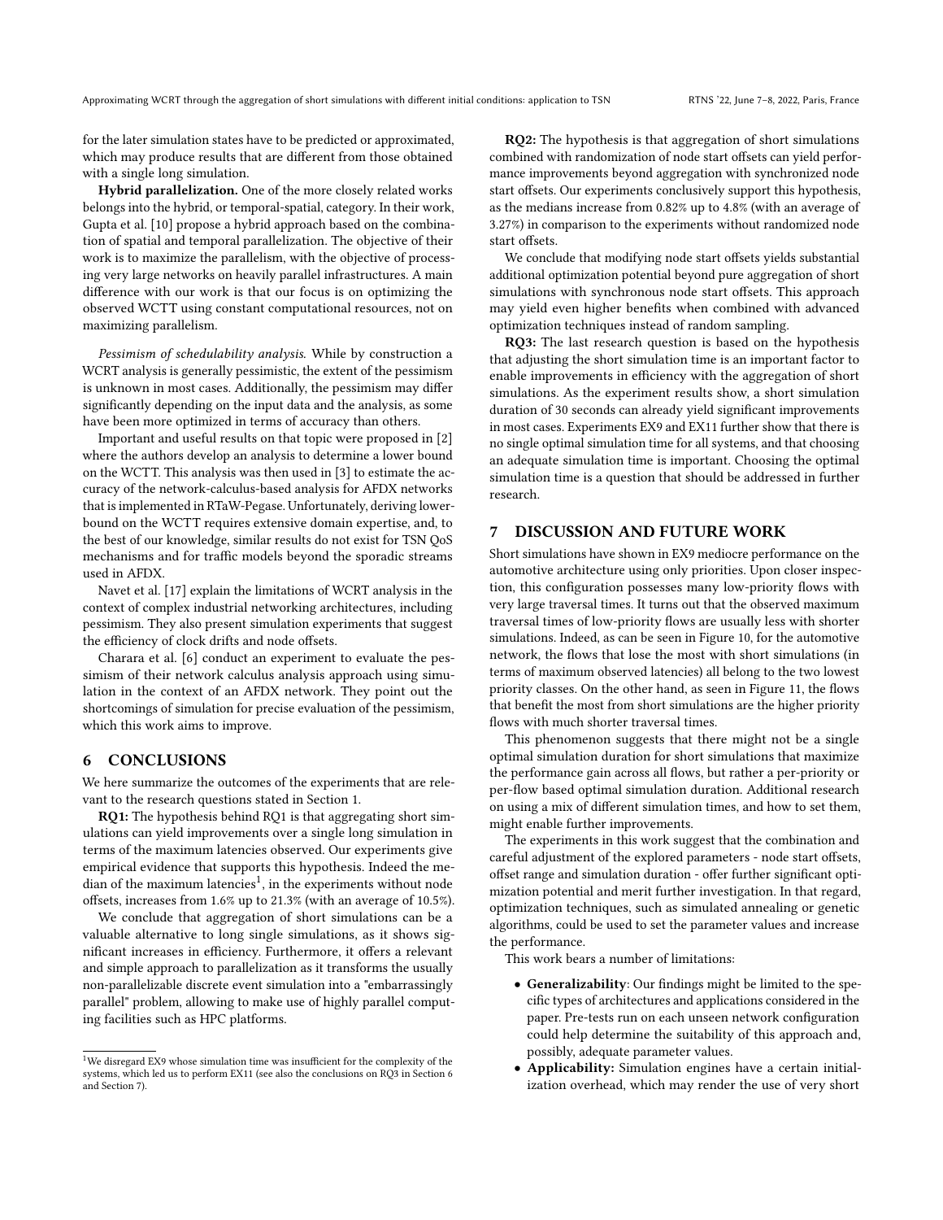for the later simulation states have to be predicted or approximated, which may produce results that are different from those obtained with a single long simulation.

**Hybrid parallelization.** One of the more closely related works belongs into the hybrid, or temporal-spatial, category. In their work, Gupta et al. [10] propose a hybrid approach based on the combination of spatial and temporal parallelization. The objective of their work is to maximize the parallelism, with the objective of processing very large networks on heavily parallel infrastructures. A main difference with our work is that our focus is on optimizing the observed WCTT using constant computational resources, not on maximizing parallelism.

*Pessimism of schedulability analysis.* While by construction a WCRT analysis is generally pessimistic, the extent of the pessimism is unknown in most cases. Additionally, the pessimism may differ significantly depending on the input data and the analysis, as some have been more optimized in terms of accuracy than others.

Important and useful results on that topic were proposed in [2] where the authors develop an analysis to determine a lower bound on the WCTT. This analysis was then used in [3] to estimate the accuracy of the network-calculus-based analysis for AFDX networks that is implemented in RTaW-Pegase. Unfortunately, deriving lower-bound on the WCTT requires extensive domain expertise, and, to the best of our knowledge, similar results do not exist for TSN QoS mechanisms and for traffic models beyond the sporadic streams used in AFDX.

Navet et al. [17] explain the limitations of WCRT analysis in the context of complex industrial networking architectures, including pessimism. They also present simulation experiments that suggest the efficiency of clock drifts and node offsets.

Charara et al. [6] conduct an experiment to evaluate the pessimism of their network calculus analysis approach using simulation in the context of an AFDX network. They point out the shortcomings of simulation for precise evaluation of the pessimism, which this work aims to improve.

## 6 CONCLUSIONS

We here summarize the outcomes of the experiments that are relevant to the research questions stated in Section 1.

**RQ1:** The hypothesis behind RQ1 is that aggregating short simulations can yield improvements over a single long simulation in terms of the maximum latencies observed. Our experiments give empirical evidence that supports this hypothesis. Indeed the median of the maximum latencies[1], in the experiments without node offsets, increases from 1.6% up to 21.3% (with an average of 10.5%).

We conclude that aggregation of short simulations can be a valuable alternative to long single simulations, as it shows significant increases in efficiency. Furthermore, it offers a relevant and simple approach to parallelization as it transforms the usually non-parallelizable discrete event simulation into a "embarrassingly parallel" problem, allowing to make use of highly parallel computing facilities such as HPC platforms.

**RQ2:** The hypothesis is that aggregation of short simulations combined with randomization of node start offsets can yield performance improvements beyond aggregation with synchronized node start offsets. Our experiments conclusively support this hypothesis, as the medians increase from 0.82% up to 4.8% (with an average of 3.27%) in comparison to the experiments without randomized node start offsets.

We conclude that modifying node start offsets yields substantial additional optimization potential beyond pure aggregation of short simulations with synchronous node start offsets. This approach may yield even higher benefits when combined with advanced optimization techniques instead of random sampling.

**RQ3:** The last research question is based on the hypothesis that adjusting the short simulation time is an important factor to enable improvements in efficiency with the aggregation of short simulations. As the experiment results show, a short simulation duration of 30 seconds can already yield significant improvements in most cases. Experiments EX9 and EX11 further show that there is no single optimal simulation time for all systems, and that choosing an adequate simulation time is important. Choosing the optimal simulation time is a question that should be addressed in further research.

## 7 DISCUSSION AND FUTURE WORK

Short simulations have shown in EX9 mediocre performance on the automotive architecture using only priorities. Upon closer inspection, this configuration possesses many low-priority flows with very large traversal times. It turns out that the observed maximum traversal times of low-priority flows are usually less with shorter simulations. Indeed, as can be seen in Figure 10, for the automotive network, the flows that lose the most with short simulations (in terms of maximum observed latencies) all belong to the two lowest priority classes. On the other hand, as seen in Figure 11, the flows that benefit the most from short simulations are the higher priority flows with much shorter traversal times.

This phenomenon suggests that there might not be a single optimal simulation duration for short simulations that maximize the performance gain across all flows, but rather a per-priority or per-flow based optimal simulation duration. Additional research on using a mix of different simulation times, and how to set them, might enable further improvements.

The experiments in this work suggest that the combination and careful adjustment of the explored parameters - node start offsets, offset range and simulation duration - offer further significant optimization potential and merit further investigation. In that regard, optimization techniques, such as simulated annealing or genetic algorithms, could be used to set the parameter values and increase the performance.

This work bears a number of limitations:

- **Generalizability**: Our findings might be limited to the specific types of architectures and applications considered in the paper. Pre-tests run on each unseen network configuration could help determine the suitability of this approach and, possibly, adequate parameter values.
- **Applicability:** Simulation engines have a certain initialization overhead, which may render the use of very short

[1] We disregard EX9 whose simulation time was insufficient for the complexity of the systems, which led us to perform EX11 (see also the conclusions on RQ3 in Section 6 and Section 7).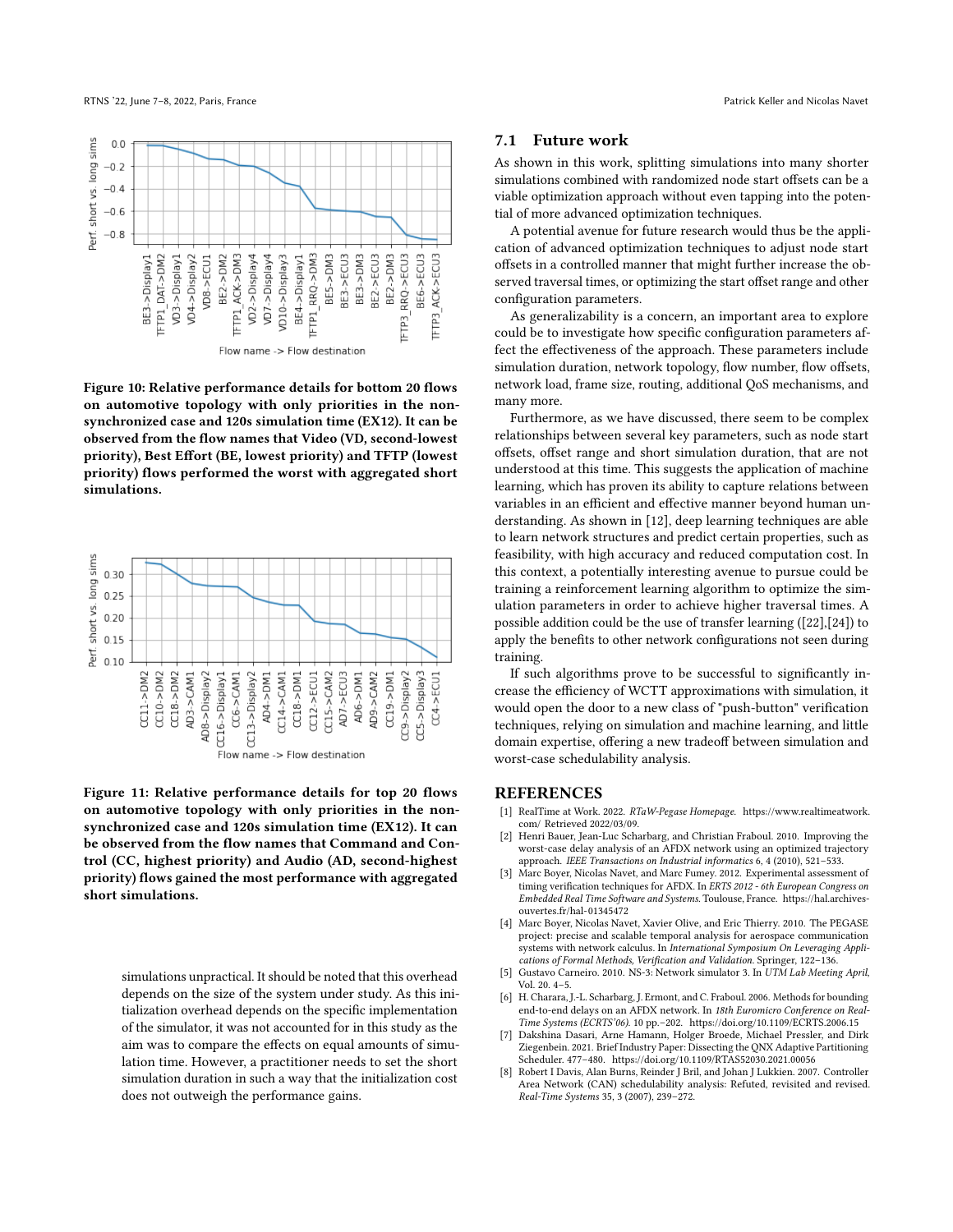Figure 10: Relative performance details for bottom 20 flows on automotive topology with only priorities in the non-synchronized case and 120s simulation time (EX12). It can be observed from the flow names that Video (VD, second-lowest priority), Best Effort (BE, lowest priority) and TFTP (lowest priority) flows performed the worst with aggregated short simulations.

Figure 11: Relative performance details for top 20 flows on automotive topology with only priorities in the non-synchronized case and 120s simulation time (EX12). It can be observed from the flow names that Command and Control (CC, highest priority) and Audio (AD, second-highest priority) flows gained the most performance with aggregated short simulations.

simulations unpractical. It should be noted that this overhead depends on the size of the system under study. As this initialization overhead depends on the specific implementation of the simulator, it was not accounted for in this study as the aim was to compare the effects on equal amounts of simulation time. However, a practitioner needs to set the short simulation duration in such a way that the initialization cost does not outweigh the performance gains.

## 7.1 Future work

As shown in this work, splitting simulations into many shorter simulations combined with randomized node start offsets can be a viable optimization approach without even tapping into the potential of more advanced optimization techniques.

A potential avenue for future research would thus be the application of advanced optimization techniques to adjust node start offsets in a controlled manner that might further increase the observed traversal times, or optimizing the start offset range and other configuration parameters.

As generalizability is a concern, an important area to explore could be to investigate how specific configuration parameters affect the effectiveness of the approach. These parameters include simulation duration, network topology, flow number, flow offsets, network load, frame size, routing, additional QoS mechanisms, and many more.

Furthermore, as we have discussed, there seem to be complex relationships between several key parameters, such as node start offsets, offset range and short simulation duration, that are not understood at this time. This suggests the application of machine learning, which has proven its ability to capture relations between variables in an efficient and effective manner beyond human understanding. As shown in [12], deep learning techniques are able to learn network structures and predict certain properties, such as feasibility, with high accuracy and reduced computation cost. In this context, a potentially interesting avenue to pursue could be training a reinforcement learning algorithm to optimize the simulation parameters in order to achieve higher traversal times. A possible addition could be the use of transfer learning ([22],[24]) to apply the benefits to other network configurations not seen during training.

If such algorithms prove to be successful to significantly increase the efficiency of WCTT approximations with simulation, it would open the door to a new class of "push-button" verification techniques, relying on simulation and machine learning, and little domain expertise, offering a new tradeoff between simulation and worst-case schedulability analysis.

# REFERENCES

[1] RealTime at Work. 2022. *RTaW-Pegase Homepage*. https://www.realtimeatwork.com/ Retrieved 2022/03/09.

[2] Henri Bauer, Jean-Luc Scharbarg, and Christian Fraboul. 2010. Improving the worst-case delay analysis of an AFDX network using an optimized trajectory approach. *IEEE Transactions on Industrial informatics* 6, 4 (2010), 521–533.

[3] Marc Boyer, Nicolas Navet, and Marc Fumey. 2012. Experimental assessment of timing verification techniques for AFDX. In *ERTS 2012 - 6th European Congress on Embedded Real Time Software and Systems*. Toulouse, France. https://hal.archives-ouvertes.fr/hal-01345472

[4] Marc Boyer, Nicolas Navet, Xavier Olive, and Eric Thierry. 2010. The PEGASE project: precise and scalable temporal analysis for aerospace communication systems with network calculus. In *International Symposium On Leveraging Applications of Formal Methods, Verification and Validation*. Springer, 122–136.

[5] Gustavo Carneiro. 2010. NS-3: Network simulator 3. In *UTM Lab Meeting April*, Vol. 20. 4–5.

[6] H. Charara, J.-L. Scharbarg, J. Ermont, and C. Fraboul. 2006. Methods for bounding end-to-end delays on an AFDX network. In *18th Euromicro Conference on Real-Time Systems (ECRTS'06)*. 10 pp.–202. https://doi.org/10.1109/ECRTS.2006.15

[7] Dakshina Dasari, Arne Hamann, Holger Broede, Michael Pressler, and Dirk Ziegenbein. 2021. Brief Industry Paper: Dissecting the QNX Adaptive Partitioning Scheduler. 477–480. https://doi.org/10.1109/RTAS52030.2021.00056

[8] Robert I Davis, Alan Burns, Reinder J Bril, and Johan J Lukkien. 2007. Controller Area Network (CAN) schedulability analysis: Refuted, revisited and revised. *Real-Time Systems* 35, 3 (2007), 239–272.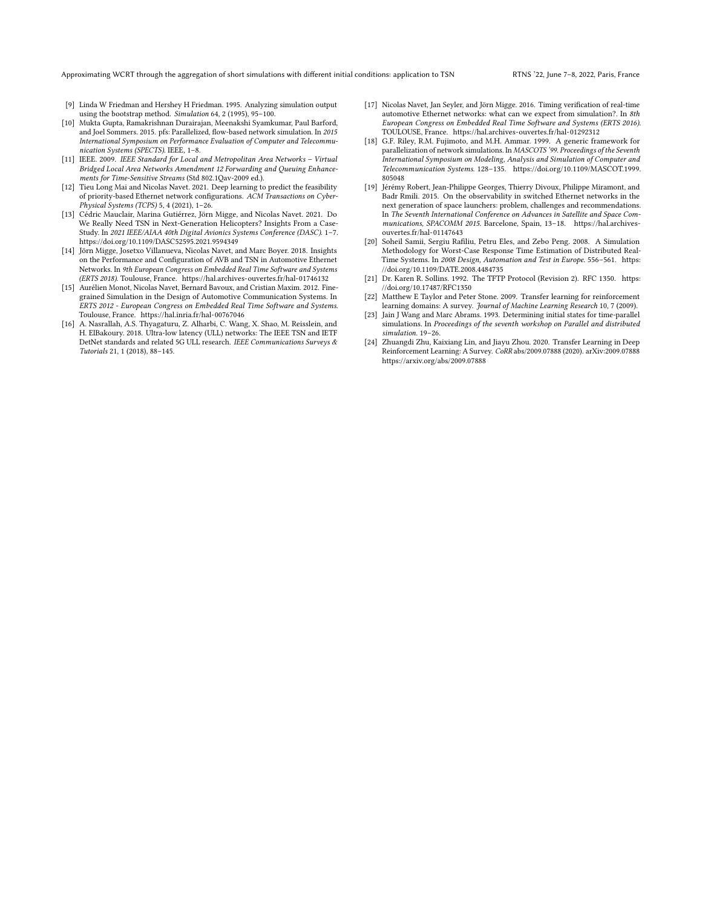[9] Linda W Friedman and Hershey H Friedman. 1995. Analyzing simulation output using the bootstrap method. *Simulation* 64, 2 (1995), 95–100.

[10] Mukta Gupta, Ramakrishnan Durairajan, Meenakshi Syamkumar, Paul Barford, and Joel Sommers. 2015. pfs: Parallelized, flow-based network simulation. In *2015 International Symposium on Performance Evaluation of Computer and Telecommunication Systems (SPECTS)*. IEEE, 1–8.

[11] IEEE. 2009. *IEEE Standard for Local and Metropolitan Area Networks – Virtual Bridged Local Area Networks Amendment 12 Forwarding and Queuing Enhancements for Time-Sensitive Streams* (Std 802.1Qav-2009 ed.).

[12] Tieu Long Mai and Nicolas Navet. 2021. Deep learning to predict the feasibility of priority-based Ethernet network configurations. *ACM Transactions on Cyber-Physical Systems (TCPS)* 5, 4 (2021), 1–26.

[13] Cédric Mauclair, Marina Gutiérrez, Jörn Migge, and Nicolas Navet. 2021. Do We Really Need TSN in Next-Generation Helicopters? Insights From a Case-Study. In *2021 IEEE/AIAA 40th Digital Avionics Systems Conference (DASC)*. 1–7. https://doi.org/10.1109/DASC52595.2021.9594349

[14] Jörn Migge, Josetxo Villanueva, Nicolas Navet, and Marc Boyer. 2018. Insights on the Performance and Configuration of AVB and TSN in Automotive Ethernet Networks. In *9th European Congress on Embedded Real Time Software and Systems (ERTS 2018)*. Toulouse, France. https://hal.archives-ouvertes.fr/hal-01746132

[15] Aurélien Monot, Nicolas Navet, Bernard Bavoux, and Cristian Maxim. 2012. Fine-grained Simulation in the Design of Automotive Communication Systems. In *ERTS 2012 - European Congress on Embedded Real Time Software and Systems*. Toulouse, France. https://hal.inria.fr/hal-00767046

[16] A. Nasrallah, A.S. Thyagaturu, Z. Alharbi, C. Wang, X. Shao, M. Reisslein, and H. ElBakoury. 2018. Ultra-low latency (ULL) networks: The IEEE TSN and IETF DetNet standards and related 5G ULL research. *IEEE Communications Surveys & Tutorials* 21, 1 (2018), 88–145.

[17] Nicolas Navet, Jan Seyler, and Jörn Migge. 2016. Timing verification of real-time automotive Ethernet networks: what can we expect from simulation?. In *8th European Congress on Embedded Real Time Software and Systems (ERTS 2016)*. TOULOUSE, France. https://hal.archives-ouvertes.fr/hal-01292312

[18] G.F. Riley, R.M. Fujimoto, and M.H. Ammar. 1999. A generic framework for parallelization of network simulations. In *MASCOTS '99. Proceedings of the Seventh International Symposium on Modeling, Analysis and Simulation of Computer and Telecommunication Systems*. 128–135. https://doi.org/10.1109/MASCOT.1999.805048

[19] Jérémy Robert, Jean-Philippe Georges, Thierry Divoux, Philippe Miramont, and Badr Rmili. 2015. On the observability in switched Ethernet networks in the next generation of space launchers: problem, challenges and recommendations. In *The Seventh International Conference on Advances in Satellite and Space Communications, SPACOMM 2015*. Barcelone, Spain, 13–18. https://hal.archives-ouvertes.fr/hal-01147643

[20] Soheil Samii, Sergiu Rafiliu, Petru Eles, and Zebo Peng. 2008. A Simulation Methodology for Worst-Case Response Time Estimation of Distributed Real-Time Systems. In *2008 Design, Automation and Test in Europe*. 556–561. https://doi.org/10.1109/DATE.2008.4484735

[21] Dr. Karen R. Sollins. 1992. The TFTP Protocol (Revision 2). RFC 1350. https://doi.org/10.17487/RFC1350

[22] Matthew E Taylor and Peter Stone. 2009. Transfer learning for reinforcement learning domains: A survey. *Journal of Machine Learning Research* 10, 7 (2009).

[23] Jain J Wang and Marc Abrams. 1993. Determining initial states for time-parallel simulations. In *Proceedings of the seventh workshop on Parallel and distributed simulation*. 19–26.

[24] Zhuangdi Zhu, Kaixiang Lin, and Jiayu Zhou. 2020. Transfer Learning in Deep Reinforcement Learning: A Survey. *CoRR* abs/2009.07888 (2020). arXiv:2009.07888 https://arxiv.org/abs/2009.07888